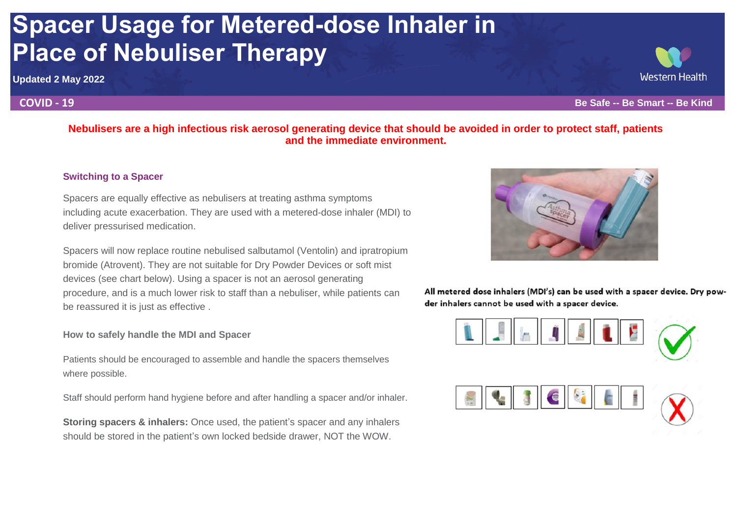# Spacer Usage for Metered-dose Inhaler in Place of Nebuliser Therapy

**Updated 2 May 2022**

**COVID - 19**

**Be Safe -- Be Smart -- Be Kind**

**Nebulisers are a high infectious risk aerosol generating device that should be avoided in order to protect staff, patients and the immediate environment.**

### Switching to a Spacer

Spacers are equally effective as nebulisers at treating asthma symptoms including acute exacerbation. They are used with a metered-dose inhaler (MDI) to deliver pressurised medication.

Spacers will now replace routine nebulised salbutamol (Ventolin) and ipratropium bromide (Atrovent). They are not suitable for Dry Powder Devices or soft mist devices (see chart below). Using a spacer is not an aerosol generating procedure, and is a much lower risk to staff than a nebuliser, while patients can be reassured it is just as effective .

### How to safely handle the MDI and Spacer

Patients should be encouraged to assemble and handle the spacers themselves where possible.

Staff should perform hand hygiene before and after handling a spacer and/or inhaler.

**Storing spacers & inhalers:** Once used, the patient's spacer and any inhalers should be stored in the patient's own locked bedside drawer, NOT the WOW.

**All metered dose inhalers (MDI's) can be used with a spacer device. Dry powder inhalers cannot be used with a spacer device.**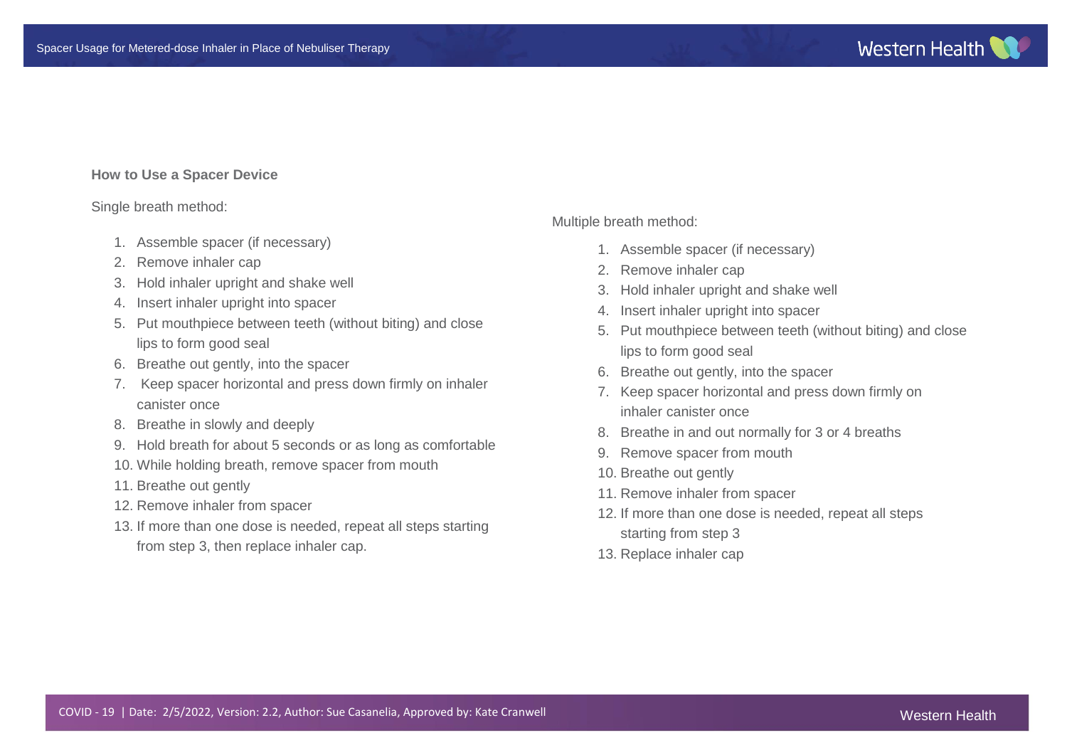### How to Use a Spacer Device

Single breath method:

1. Assemble spacer (if necessary)
2. Remove inhaler cap
3. Hold inhaler upright and shake well
4. Insert inhaler upright into spacer
5. Put mouthpiece between teeth (without biting) and close lips to form good seal
6. Breathe out gently, into the spacer
7. Keep spacer horizontal and press down firmly on inhaler canister once
8. Breathe in slowly and deeply
9. Hold breath for about 5 seconds or as long as comfortable
10. While holding breath, remove spacer from mouth
11. Breathe out gently
12. Remove inhaler from spacer
13. If more than one dose is needed, repeat all steps starting from step 3, then replace inhaler cap.

Multiple breath method:

1. Assemble spacer (if necessary)
2. Remove inhaler cap
3. Hold inhaler upright and shake well
4. Insert inhaler upright into spacer
5. Put mouthpiece between teeth (without biting) and close lips to form good seal
6. Breathe out gently, into the spacer
7. Keep spacer horizontal and press down firmly on inhaler canister once
8. Breathe in and out normally for 3 or 4 breaths
9. Remove spacer from mouth
10. Breathe out gently
11. Remove inhaler from spacer
12. If more than one dose is needed, repeat all steps starting from step 3
13. Replace inhaler cap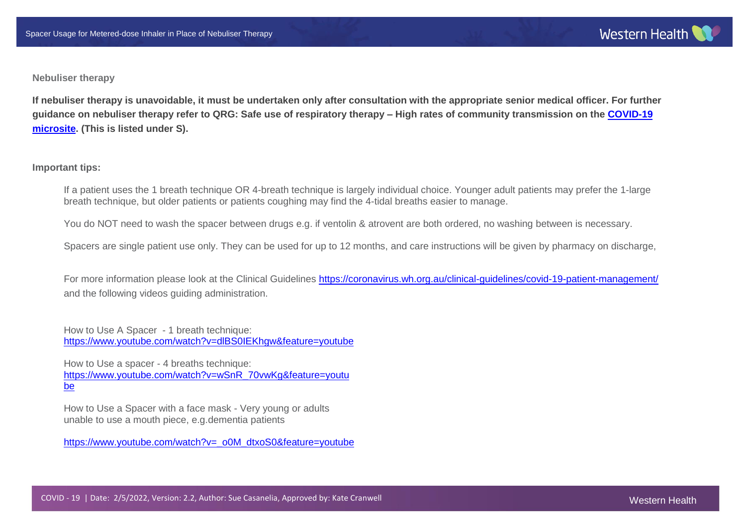### Nebuliser therapy

**If nebuliser therapy is unavoidable, it must be undertaken only after consultation with the appropriate senior medical officer. For further guidance on nebuliser therapy refer to QRG: Safe use of respiratory therapy – High rates of community transmission on the COVID-19 microsite. (This is listed under S).**

### Important tips:

If a patient uses the 1 breath technique OR 4-breath technique is largely individual choice. Younger adult patients may prefer the 1-large breath technique, but older patients or patients coughing may find the 4-tidal breaths easier to manage.

You do NOT need to wash the spacer between drugs e.g. if ventolin & atrovent are both ordered, no washing between is necessary.

Spacers are single patient use only. They can be used for up to 12 months, and care instructions will be given by pharmacy on discharge,

For more information please look at the Clinical Guidelines https://coronavirus.wh.org.au/clinical-guidelines/covid-19-patient-management/ and the following videos guiding administration.

How to Use A Spacer - 1 breath technique:
https://www.youtube.com/watch?v=dlBS0IEKhgw&feature=youtube

How to Use a spacer - 4 breaths technique:
https://www.youtube.com/watch?v=wSnR_70vwKg&feature=youtube

How to Use a Spacer with a face mask - Very young or adults unable to use a mouth piece, e.g.dementia patients

https://www.youtube.com/watch?v=_o0M_dtxoS0&feature=youtube

COVID - 19 | Date: 2/5/2022, Version: 2.2, Author: Sue Casanelia, Approved by: Kate Cranwell